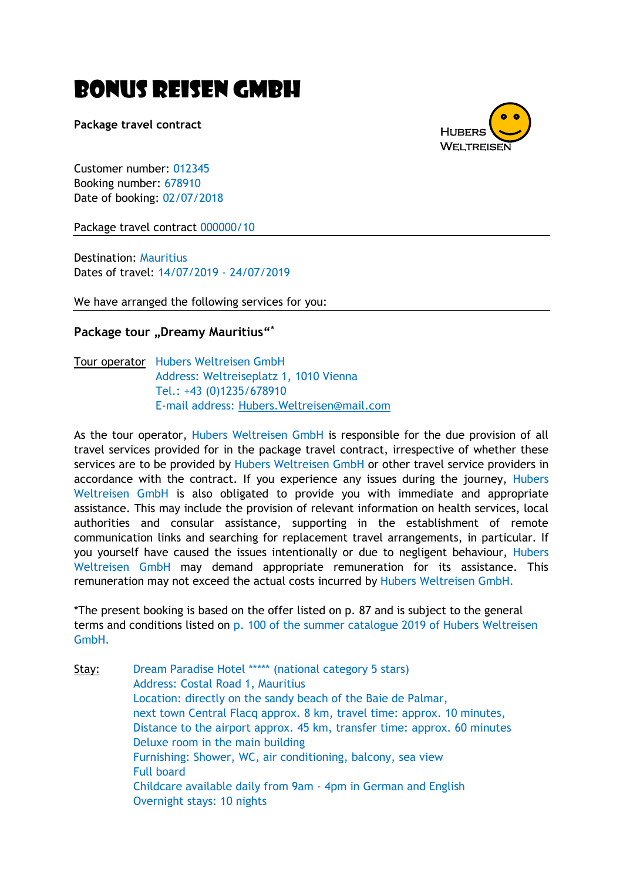# BONUS REISEN GMBH

**Package travel contract**

HUBERS WELTREISEN

Customer number: 012345
Booking number: 678910
Date of booking: 02/07/2018

Package travel contract 000000/10

---

Destination: Mauritius
Dates of travel: 14/07/2019 - 24/07/2019

We have arranged the following services for you:

---

**Package tour „Dreamy Mauritius"***

Tour operator
Hubers Weltreisen GmbH
Address: Weltreiseplatz 1, 1010 Vienna
Tel.: +43 (0)1235/678910
E-mail address: Hubers.Weltreisen@mail.com

As the tour operator, Hubers Weltreisen GmbH is responsible for the due provision of all travel services provided for in the package travel contract, irrespective of whether these services are to be provided by Hubers Weltreisen GmbH or other travel service providers in accordance with the contract. If you experience any issues during the journey, Hubers Weltreisen GmbH is also obligated to provide you with immediate and appropriate assistance. This may include the provision of relevant information on health services, local authorities and consular assistance, supporting in the establishment of remote communication links and searching for replacement travel arrangements, in particular. If you yourself have caused the issues intentionally or due to negligent behaviour, Hubers Weltreisen GmbH may demand appropriate remuneration for its assistance. This remuneration may not exceed the actual costs incurred by Hubers Weltreisen GmbH.

*The present booking is based on the offer listed on p. 87 and is subject to the general terms and conditions listed on p. 100 of the summer catalogue 2019 of Hubers Weltreisen GmbH.

Stay:
Dream Paradise Hotel ***** (national category 5 stars)
Address: Costal Road 1, Mauritius
Location: directly on the sandy beach of the Baie de Palmar,
next town Central Flacq approx. 8 km, travel time: approx. 10 minutes,
Distance to the airport approx. 45 km, transfer time: approx. 60 minutes
Deluxe room in the main building
Furnishing: Shower, WC, air conditioning, balcony, sea view
Full board
Childcare available daily from 9am - 4pm in German and English
Overnight stays: 10 nights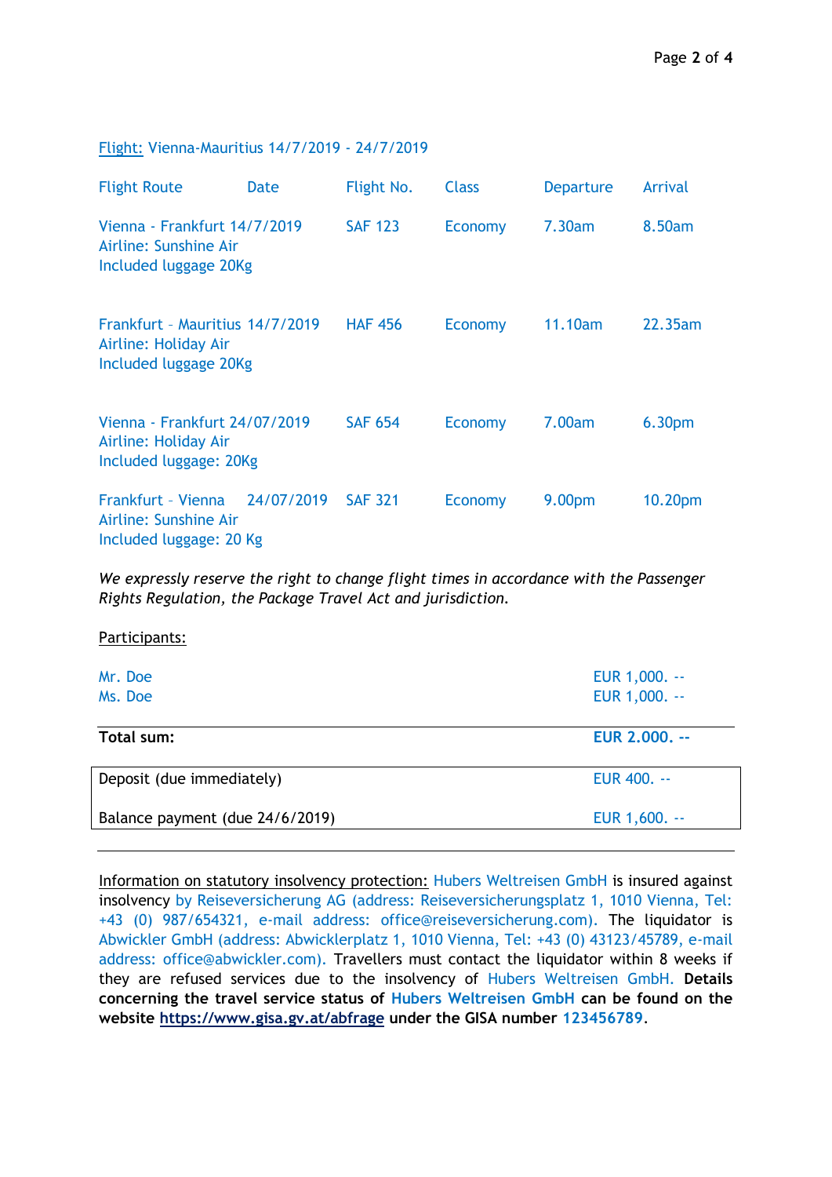Flight: Vienna-Mauritius 14/7/2019 - 24/7/2019

| Flight Route | Date | Flight No. | Class | Departure | Arrival |
|---|---|---|---|---|---|
| Vienna - Frankfurt<br>Airline: Sunshine Air<br>Included luggage 20Kg | 14/7/2019 | SAF 123 | Economy | 7.30am | 8.50am |
| Frankfurt - Mauritius<br>Airline: Holiday Air<br>Included luggage 20Kg | 14/7/2019 | HAF 456 | Economy | 11.10am | 22.35am |
| Vienna - Frankfurt<br>Airline: Holiday Air<br>Included luggage: 20Kg | 24/07/2019 | SAF 654 | Economy | 7.00am | 6.30pm |
| Frankfurt - Vienna<br>Airline: Sunshine Air<br>Included luggage: 20 Kg | 24/07/2019 | SAF 321 | Economy | 9.00pm | 10.20pm |

*We expressly reserve the right to change flight times in accordance with the Passenger Rights Regulation, the Package Travel Act and jurisdiction.*

Participants:

| | |
|---|---|
| Mr. Doe | EUR 1,000. -- |
| Ms. Doe | EUR 1,000. -- |
| **Total sum:** | **EUR 2.000. --** |

| | |
|---|---|
| Deposit (due immediately) | EUR 400. -- |
| Balance payment (due 24/6/2019) | EUR 1,600. -- |

Information on statutory insolvency protection: Hubers Weltreisen GmbH is insured against insolvency by Reiseversicherung AG (address: Reiseversicherungsplatz 1, 1010 Vienna, Tel: +43 (0) 987/654321, e-mail address: office@reiseversicherung.com). The liquidator is Abwickler GmbH (address: Abwicklerplatz 1, 1010 Vienna, Tel: +43 (0) 43123/45789, e-mail address: office@abwickler.com). Travellers must contact the liquidator within 8 weeks if they are refused services due to the insolvency of Hubers Weltreisen GmbH. **Details concerning the travel service status of Hubers Weltreisen GmbH can be found on the website https://www.gisa.gv.at/abfrage under the GISA number 123456789**.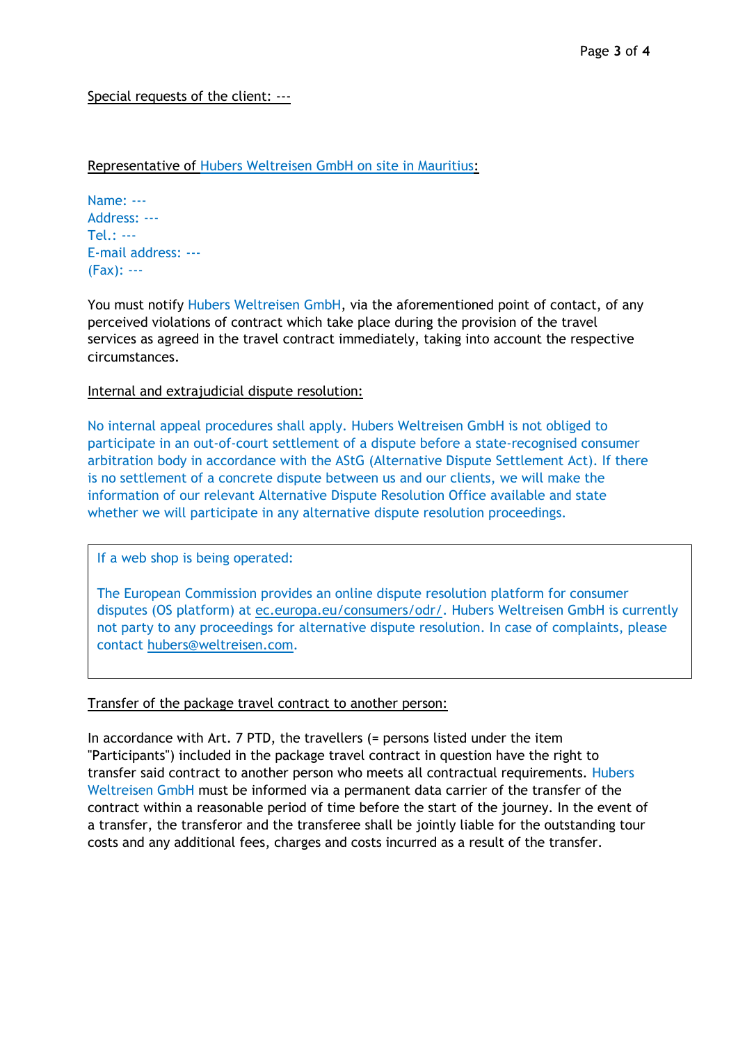Special requests of the client: ---

Representative of Hubers Weltreisen GmbH on site in Mauritius:

Name: ---
Address: ---
Tel.: ---
E-mail address: ---
(Fax): ---

You must notify Hubers Weltreisen GmbH, via the aforementioned point of contact, of any perceived violations of contract which take place during the provision of the travel services as agreed in the travel contract immediately, taking into account the respective circumstances.

Internal and extrajudicial dispute resolution:

No internal appeal procedures shall apply. Hubers Weltreisen GmbH is not obliged to participate in an out-of-court settlement of a dispute before a state-recognised consumer arbitration body in accordance with the AStG (Alternative Dispute Settlement Act). If there is no settlement of a concrete dispute between us and our clients, we will make the information of our relevant Alternative Dispute Resolution Office available and state whether we will participate in any alternative dispute resolution proceedings.

> If a web shop is being operated:
>
> The European Commission provides an online dispute resolution platform for consumer disputes (OS platform) at ec.europa.eu/consumers/odr/. Hubers Weltreisen GmbH is currently not party to any proceedings for alternative dispute resolution. In case of complaints, please contact hubers@weltreisen.com.

Transfer of the package travel contract to another person:

In accordance with Art. 7 PTD, the travellers (= persons listed under the item "Participants") included in the package travel contract in question have the right to transfer said contract to another person who meets all contractual requirements. Hubers Weltreisen GmbH must be informed via a permanent data carrier of the transfer of the contract within a reasonable period of time before the start of the journey. In the event of a transfer, the transferor and the transferee shall be jointly liable for the outstanding tour costs and any additional fees, charges and costs incurred as a result of the transfer.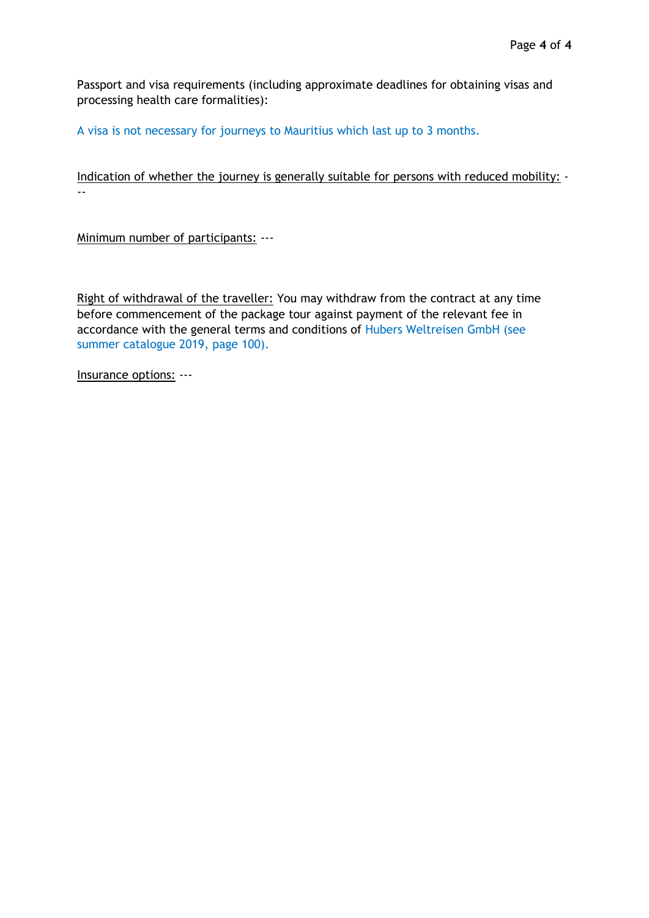Passport and visa requirements (including approximate deadlines for obtaining visas and processing health care formalities):

A visa is not necessary for journeys to Mauritius which last up to 3 months.

<u>Indication of whether the journey is generally suitable for persons with reduced mobility:</u> ---

<u>Minimum number of participants:</u> ---

<u>Right of withdrawal of the traveller:</u> You may withdraw from the contract at any time before commencement of the package tour against payment of the relevant fee in accordance with the general terms and conditions of Hubers Weltreisen GmbH (see summer catalogue 2019, page 100).

<u>Insurance options:</u> ---